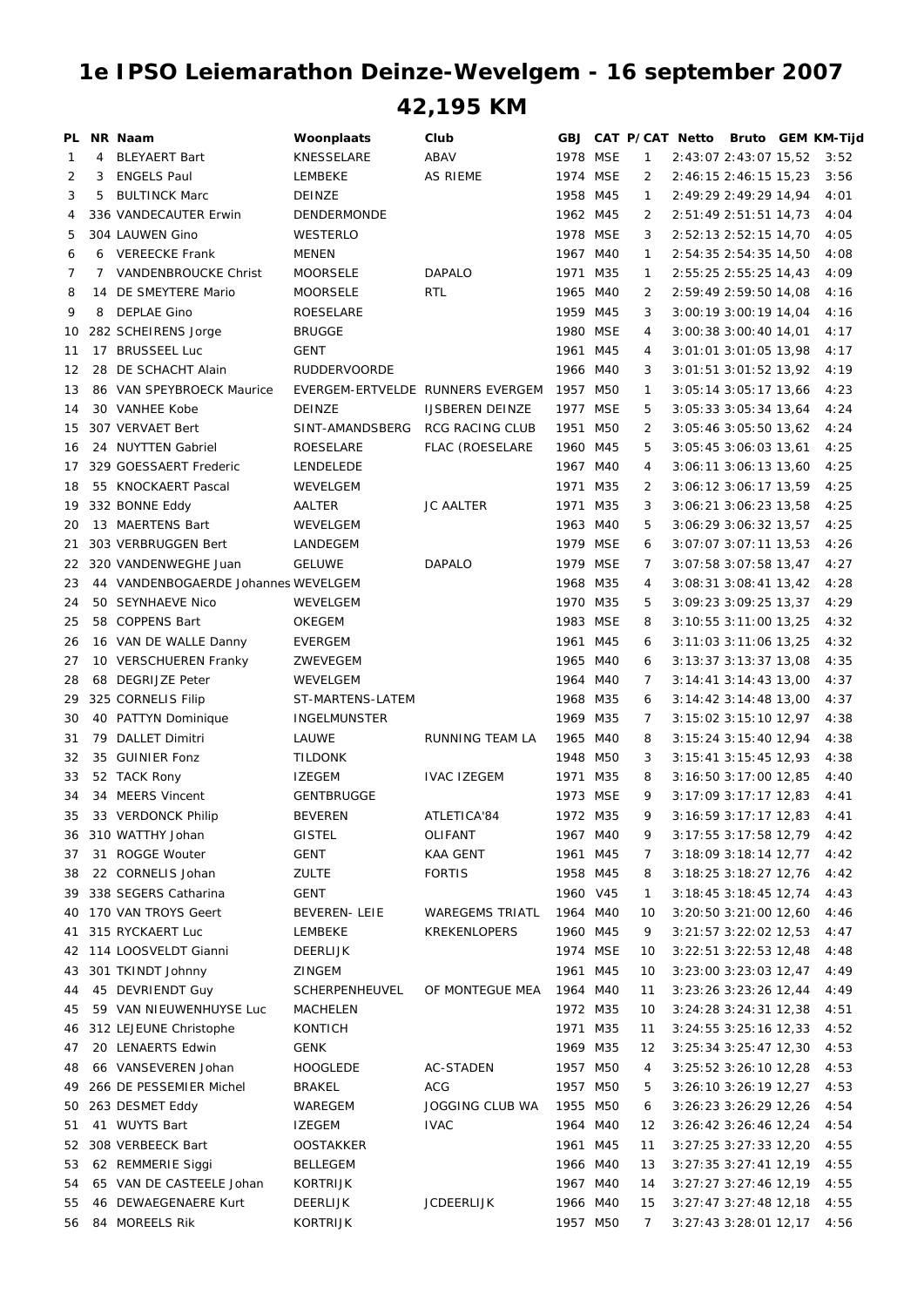# 1e IPSO Leiemarathon Deinze-Wevelgem - 16 september 2007

# 42,195 KM

| PL | NR | Naam | Woonplaats | Club | GBJ | CAT | P/CAT | Netto | Bruto | GEM | KM-Tijd |
|---|---|---|---|---|---|---|---|---|---|---|---|
| 1 | 4 | BLEYAERT Bart | KNESSELARE | ABAV | 1978 | MSE | 1 | 2:43:07 | 2:43:07 | 15,52 | 3:52 |
| 2 | 3 | ENGELS Paul | LEMBEKE | AS RIEME | 1974 | MSE | 2 | 2:46:15 | 2:46:15 | 15,23 | 3:56 |
| 3 | 5 | BULTINCK Marc | DEINZE | | 1958 | M45 | 1 | 2:49:29 | 2:49:29 | 14,94 | 4:01 |
| 4 | 336 | VANDECAUTER Erwin | DENDERMONDE | | 1962 | M45 | 2 | 2:51:49 | 2:51:51 | 14,73 | 4:04 |
| 5 | 304 | LAUWEN Gino | WESTERLO | | 1978 | MSE | 3 | 2:52:13 | 2:52:15 | 14,70 | 4:05 |
| 6 | 6 | VEREECKE Frank | MENEN | | 1967 | M40 | 1 | 2:54:35 | 2:54:35 | 14,50 | 4:08 |
| 7 | 7 | VANDENBROUCKE Christ | MOORSELE | DAPALO | 1971 | M35 | 1 | 2:55:25 | 2:55:25 | 14,43 | 4:09 |
| 8 | 14 | DE SMEYTERE Mario | MOORSELE | RTL | 1965 | M40 | 2 | 2:59:49 | 2:59:50 | 14,08 | 4:16 |
| 9 | 8 | DEPLAE Gino | ROESELARE | | 1959 | M45 | 3 | 3:00:19 | 3:00:19 | 14,04 | 4:16 |
| 10 | 282 | SCHEIRENS Jorge | BRUGGE | | 1980 | MSE | 4 | 3:00:38 | 3:00:40 | 14,01 | 4:17 |
| 11 | 17 | BRUSSEEL Luc | GENT | | 1961 | M45 | 4 | 3:01:01 | 3:01:05 | 13,98 | 4:17 |
| 12 | 28 | DE SCHACHT Alain | RUDDERVOORDE | | 1966 | M40 | 3 | 3:01:51 | 3:01:52 | 13,92 | 4:19 |
| 13 | 86 | VAN SPEYBROECK Maurice | EVERGEM-ERTVELDE | RUNNERS EVERGEM | 1957 | M50 | 1 | 3:05:14 | 3:05:17 | 13,66 | 4:23 |
| 14 | 30 | VANHEE Kobe | DEINZE | IJSBEREN DEINZE | 1977 | MSE | 5 | 3:05:33 | 3:05:34 | 13,64 | 4:24 |
| 15 | 307 | VERVAET Bert | SINT-AMANDSBERG | RCG RACING CLUB | 1951 | M50 | 2 | 3:05:46 | 3:05:50 | 13,62 | 4:24 |
| 16 | 24 | NUYTTEN Gabriel | ROESELARE | FLAC (ROESELARE | 1960 | M45 | 5 | 3:05:45 | 3:06:03 | 13,61 | 4:25 |
| 17 | 329 | GOESSAERT Frederic | LENDELEDE | | 1967 | M40 | 4 | 3:06:11 | 3:06:13 | 13,60 | 4:25 |
| 18 | 55 | KNOCKAERT Pascal | WEVELGEM | | 1971 | M35 | 2 | 3:06:12 | 3:06:17 | 13,59 | 4:25 |
| 19 | 332 | BONNE Eddy | AALTER | JC AALTER | 1971 | M35 | 3 | 3:06:21 | 3:06:23 | 13,58 | 4:25 |
| 20 | 13 | MAERTENS Bart | WEVELGEM | | 1963 | M40 | 5 | 3:06:29 | 3:06:32 | 13,57 | 4:25 |
| 21 | 303 | VERBRUGGEN Bert | LANDEGEM | | 1979 | MSE | 6 | 3:07:07 | 3:07:11 | 13,53 | 4:26 |
| 22 | 320 | VANDENWEGHE Juan | GELUWE | DAPALO | 1979 | MSE | 7 | 3:07:58 | 3:07:58 | 13,47 | 4:27 |
| 23 | 44 | VANDENBOGAERDE Johannes | WEVELGEM | | 1968 | M35 | 4 | 3:08:31 | 3:08:41 | 13,42 | 4:28 |
| 24 | 50 | SEYNHAEVE Nico | WEVELGEM | | 1970 | M35 | 5 | 3:09:23 | 3:09:25 | 13,37 | 4:29 |
| 25 | 58 | COPPENS Bart | OKEGEM | | 1983 | MSE | 8 | 3:10:55 | 3:11:00 | 13,25 | 4:32 |
| 26 | 16 | VAN DE WALLE Danny | EVERGEM | | 1961 | M45 | 6 | 3:11:03 | 3:11:06 | 13,25 | 4:32 |
| 27 | 10 | VERSCHUEREN Franky | ZWEVEGEM | | 1965 | M40 | 6 | 3:13:37 | 3:13:37 | 13,08 | 4:35 |
| 28 | 68 | DEGRIJZE Peter | WEVELGEM | | 1964 | M40 | 7 | 3:14:41 | 3:14:43 | 13,00 | 4:37 |
| 29 | 325 | CORNELIS Filip | ST-MARTENS-LATEM | | 1968 | M35 | 6 | 3:14:42 | 3:14:48 | 13,00 | 4:37 |
| 30 | 40 | PATTYN Dominique | INGELMUNSTER | | 1969 | M35 | 7 | 3:15:02 | 3:15:10 | 12,97 | 4:38 |
| 31 | 79 | DALLET Dimitri | LAUWE | RUNNING TEAM LA | 1965 | M40 | 8 | 3:15:24 | 3:15:40 | 12,94 | 4:38 |
| 32 | 35 | GUINIER Fonz | TILDONK | | 1948 | M50 | 3 | 3:15:41 | 3:15:45 | 12,93 | 4:38 |
| 33 | 52 | TACK Rony | IZEGEM | IVAC IZEGEM | 1971 | M35 | 8 | 3:16:50 | 3:17:00 | 12,85 | 4:40 |
| 34 | 34 | MEERS Vincent | GENTBRUGGE | | 1973 | MSE | 9 | 3:17:09 | 3:17:17 | 12,83 | 4:41 |
| 35 | 33 | VERDONCK Philip | BEVEREN | ATLETICA'84 | 1972 | M35 | 9 | 3:16:59 | 3:17:17 | 12,83 | 4:41 |
| 36 | 310 | WATTHY Johan | GISTEL | OLIFANT | 1967 | M40 | 9 | 3:17:55 | 3:17:58 | 12,79 | 4:42 |
| 37 | 31 | ROGGE Wouter | GENT | KAA GENT | 1961 | M45 | 7 | 3:18:09 | 3:18:14 | 12,77 | 4:42 |
| 38 | 22 | CORNELIS Johan | ZULTE | FORTIS | 1958 | M45 | 8 | 3:18:25 | 3:18:27 | 12,76 | 4:42 |
| 39 | 338 | SEGERS Catharina | GENT | | 1960 | V45 | 1 | 3:18:45 | 3:18:45 | 12,74 | 4:43 |
| 40 | 170 | VAN TROYS Geert | BEVEREN- LEIE | WAREGEMS TRIATL | 1964 | M40 | 10 | 3:20:50 | 3:21:00 | 12,60 | 4:46 |
| 41 | 315 | RYCKAERT Luc | LEMBEKE | KREKENLOPERS | 1960 | M45 | 9 | 3:21:57 | 3:22:02 | 12,53 | 4:47 |
| 42 | 114 | LOOSVELDT Gianni | DEERLIJK | | 1974 | MSE | 10 | 3:22:51 | 3:22:53 | 12,48 | 4:48 |
| 43 | 301 | TKINDT Johnny | ZINGEM | | 1961 | M45 | 10 | 3:23:00 | 3:23:03 | 12,47 | 4:49 |
| 44 | 45 | DEVRIENDT Guy | SCHERPENHEUVEL | OF MONTEGUE MEA | 1964 | M40 | 11 | 3:23:26 | 3:23:26 | 12,44 | 4:49 |
| 45 | 59 | VAN NIEUWENHUYSE Luc | MACHELEN | | 1972 | M35 | 10 | 3:24:28 | 3:24:31 | 12,38 | 4:51 |
| 46 | 312 | LEJEUNE Christophe | KONTICH | | 1971 | M35 | 11 | 3:24:55 | 3:25:16 | 12,33 | 4:52 |
| 47 | 20 | LENAERTS Edwin | GENK | | 1969 | M35 | 12 | 3:25:34 | 3:25:47 | 12,30 | 4:53 |
| 48 | 66 | VANSEVEREN Johan | HOOGLEDE | AC-STADEN | 1957 | M50 | 4 | 3:25:52 | 3:26:10 | 12,28 | 4:53 |
| 49 | 266 | DE PESSEMIER Michel | BRAKEL | ACG | 1957 | M50 | 5 | 3:26:10 | 3:26:19 | 12,27 | 4:53 |
| 50 | 263 | DESMET Eddy | WAREGEM | JOGGING CLUB WA | 1955 | M50 | 6 | 3:26:23 | 3:26:29 | 12,26 | 4:54 |
| 51 | 41 | WUYTS Bart | IZEGEM | IVAC | 1964 | M40 | 12 | 3:26:42 | 3:26:46 | 12,24 | 4:54 |
| 52 | 308 | VERBEECK Bart | OOSTAKKER | | 1961 | M45 | 11 | 3:27:25 | 3:27:33 | 12,20 | 4:55 |
| 53 | 62 | REMMERIE Siggi | BELLEGEM | | 1966 | M40 | 13 | 3:27:35 | 3:27:41 | 12,19 | 4:55 |
| 54 | 65 | VAN DE CASTEELE Johan | KORTRIJK | | 1967 | M40 | 14 | 3:27:27 | 3:27:46 | 12,19 | 4:55 |
| 55 | 46 | DEWAEGENAERE Kurt | DEERLIJK | JCDEERLIJK | 1966 | M40 | 15 | 3:27:47 | 3:27:48 | 12,18 | 4:55 |
| 56 | 84 | MOREELS Rik | KORTRIJK | | 1957 | M50 | 7 | 3:27:43 | 3:28:01 | 12,17 | 4:56 |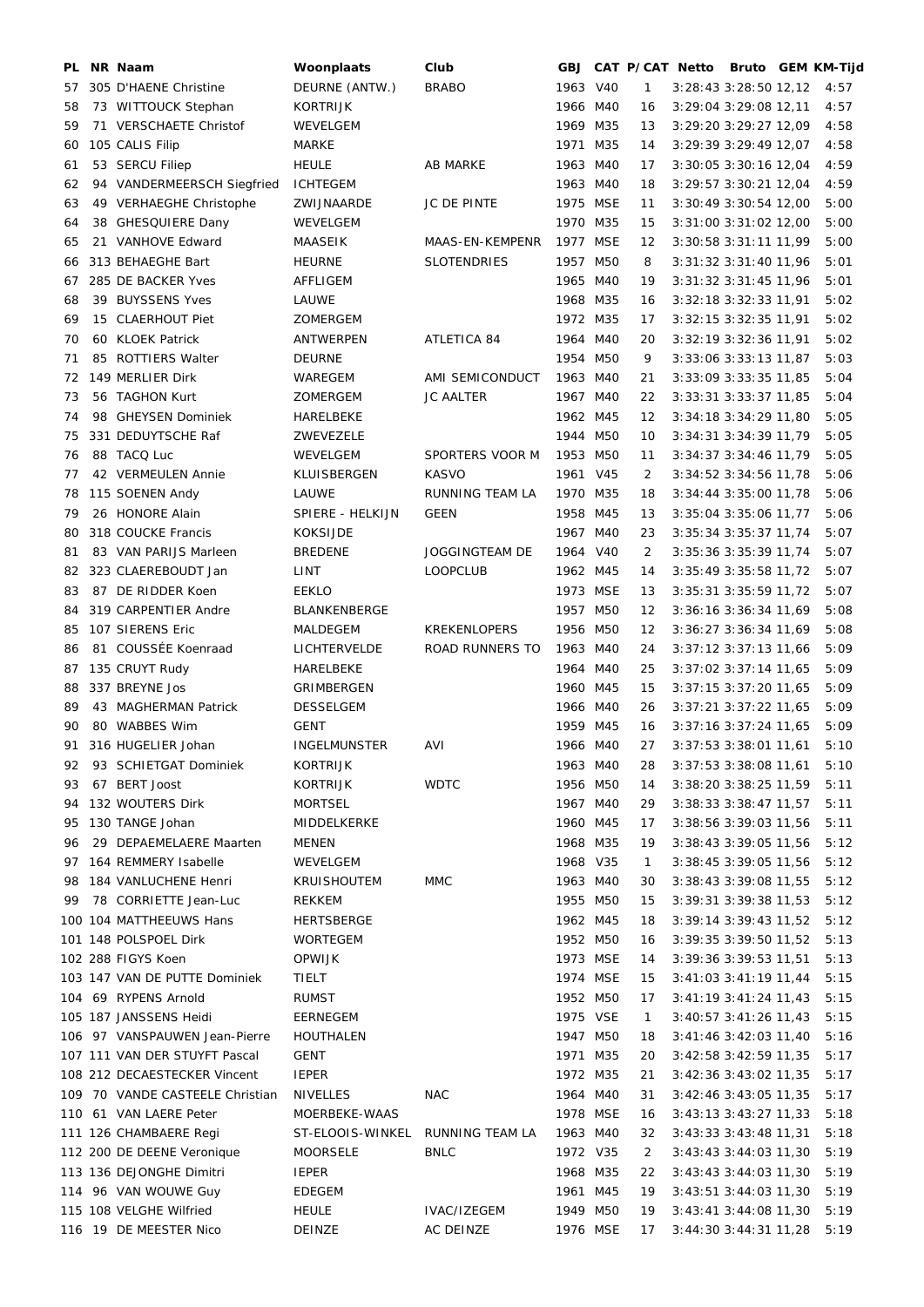| PL | NR | Naam | Woonplaats | Club | GBJ | CAT | P/CAT | Netto | Bruto | GEM | KM-Tijd |
|---|---|---|---|---|---|---|---|---|---|---|---|
| 57 | 305 | D'HAENE Christine | DEURNE (ANTW.) | BRABO | 1963 | V40 | 1 | 3:28:43 | 3:28:50 | 12,12 | 4:57 |
| 58 | 73 | WITTOUCK Stephan | KORTRIJK | | 1966 | M40 | 16 | 3:29:04 | 3:29:08 | 12,11 | 4:57 |
| 59 | 71 | VERSCHAETE Christof | WEVELGEM | | 1969 | M35 | 13 | 3:29:20 | 3:29:27 | 12,09 | 4:58 |
| 60 | 105 | CALIS Filip | MARKE | | 1971 | M35 | 14 | 3:29:39 | 3:29:49 | 12,07 | 4:58 |
| 61 | 53 | SERCU Filiep | HEULE | AB MARKE | 1963 | M40 | 17 | 3:30:05 | 3:30:16 | 12,04 | 4:59 |
| 62 | 94 | VANDERMEERSCH Siegfried | ICHTEGEM | | 1963 | M40 | 18 | 3:29:57 | 3:30:21 | 12,04 | 4:59 |
| 63 | 49 | VERHAEGHE Christophe | ZWIJNAARDE | JC DE PINTE | 1975 | MSE | 11 | 3:30:49 | 3:30:54 | 12,00 | 5:00 |
| 64 | 38 | GHESQUIERE Dany | WEVELGEM | | 1970 | M35 | 15 | 3:31:00 | 3:31:02 | 12,00 | 5:00 |
| 65 | 21 | VANHOVE Edward | MAASEIK | MAAS-EN-KEMPENR | 1977 | MSE | 12 | 3:30:58 | 3:31:11 | 11,99 | 5:00 |
| 66 | 313 | BEHAEGHE Bart | HEURNE | SLOTENDRIES | 1957 | M50 | 8 | 3:31:32 | 3:31:40 | 11,96 | 5:01 |
| 67 | 285 | DE BACKER Yves | AFFLIGEM | | 1965 | M40 | 19 | 3:31:32 | 3:31:45 | 11,96 | 5:01 |
| 68 | 39 | BUYSSENS Yves | LAUWE | | 1968 | M35 | 16 | 3:32:18 | 3:32:33 | 11,91 | 5:02 |
| 69 | 15 | CLAERHOUT Piet | ZOMERGEM | | 1972 | M35 | 17 | 3:32:15 | 3:32:35 | 11,91 | 5:02 |
| 70 | 60 | KLOEK Patrick | ANTWERPEN | ATLETICA 84 | 1964 | M40 | 20 | 3:32:19 | 3:32:36 | 11,91 | 5:02 |
| 71 | 85 | ROTTIERS Walter | DEURNE | | 1954 | M50 | 9 | 3:33:06 | 3:33:13 | 11,87 | 5:03 |
| 72 | 149 | MERLIER Dirk | WAREGEM | AMI SEMICONDUCT | 1963 | M40 | 21 | 3:33:09 | 3:33:35 | 11,85 | 5:04 |
| 73 | 56 | TAGHON Kurt | ZOMERGEM | JC AALTER | 1967 | M40 | 22 | 3:33:31 | 3:33:37 | 11,85 | 5:04 |
| 74 | 98 | GHEYSEN Dominiek | HARELBEKE | | 1962 | M45 | 12 | 3:34:18 | 3:34:29 | 11,80 | 5:05 |
| 75 | 331 | DEDUYTSCHE Raf | ZWEVEZELE | | 1944 | M50 | 10 | 3:34:31 | 3:34:39 | 11,79 | 5:05 |
| 76 | 88 | TACQ Luc | WEVELGEM | SPORTERS VOOR M | 1953 | M50 | 11 | 3:34:37 | 3:34:46 | 11,79 | 5:05 |
| 77 | 42 | VERMEULEN Annie | KLUISBERGEN | KASVO | 1961 | V45 | 2 | 3:34:52 | 3:34:56 | 11,78 | 5:06 |
| 78 | 115 | SOENEN Andy | LAUWE | RUNNING TEAM LA | 1970 | M35 | 18 | 3:34:44 | 3:35:00 | 11,78 | 5:06 |
| 79 | 26 | HONORE Alain | SPIERE - HELKIJN | GEEN | 1958 | M45 | 13 | 3:35:04 | 3:35:06 | 11,77 | 5:06 |
| 80 | 318 | COUCKE Francis | KOKSIJDE | | 1967 | M40 | 23 | 3:35:34 | 3:35:37 | 11,74 | 5:07 |
| 81 | 83 | VAN PARIJS Marleen | BREDENE | JOGGINGTEAM DE | 1964 | V40 | 2 | 3:35:36 | 3:35:39 | 11,74 | 5:07 |
| 82 | 323 | CLAEREBOUDT Jan | LINT | LOOPCLUB | 1962 | M45 | 14 | 3:35:49 | 3:35:58 | 11,72 | 5:07 |
| 83 | 87 | DE RIDDER Koen | EEKLO | | 1973 | MSE | 13 | 3:35:31 | 3:35:59 | 11,72 | 5:07 |
| 84 | 319 | CARPENTIER Andre | BLANKENBERGE | | 1957 | M50 | 12 | 3:36:16 | 3:36:34 | 11,69 | 5:08 |
| 85 | 107 | SIERENS Eric | MALDEGEM | KREKENLOPERS | 1956 | M50 | 12 | 3:36:27 | 3:36:34 | 11,69 | 5:08 |
| 86 | 81 | COUSSÉE Koenraad | LICHTERVELDE | ROAD RUNNERS TO | 1963 | M40 | 24 | 3:37:12 | 3:37:13 | 11,66 | 5:09 |
| 87 | 135 | CRUYT Rudy | HARELBEKE | | 1964 | M40 | 25 | 3:37:02 | 3:37:14 | 11,65 | 5:09 |
| 88 | 337 | BREYNE Jos | GRIMBERGEN | | 1960 | M45 | 15 | 3:37:15 | 3:37:20 | 11,65 | 5:09 |
| 89 | 43 | MAGHERMAN Patrick | DESSELGEM | | 1966 | M40 | 26 | 3:37:21 | 3:37:22 | 11,65 | 5:09 |
| 90 | 80 | WABBES Wim | GENT | | 1959 | M45 | 16 | 3:37:16 | 3:37:24 | 11,65 | 5:09 |
| 91 | 316 | HUGELIER Johan | INGELMUNSTER | AVI | 1966 | M40 | 27 | 3:37:53 | 3:38:01 | 11,61 | 5:10 |
| 92 | 93 | SCHIETGAT Dominiek | KORTRIJK | | 1963 | M40 | 28 | 3:37:53 | 3:38:08 | 11,61 | 5:10 |
| 93 | 67 | BERT Joost | KORTRIJK | WDTC | 1956 | M50 | 14 | 3:38:20 | 3:38:25 | 11,59 | 5:11 |
| 94 | 132 | WOUTERS Dirk | MORTSEL | | 1967 | M40 | 29 | 3:38:33 | 3:38:47 | 11,57 | 5:11 |
| 95 | 130 | TANGE Johan | MIDDELKERKE | | 1960 | M45 | 17 | 3:38:56 | 3:39:03 | 11,56 | 5:11 |
| 96 | 29 | DEPAEMELAERE Maarten | MENEN | | 1968 | M35 | 19 | 3:38:43 | 3:39:05 | 11,56 | 5:12 |
| 97 | 164 | REMMERY Isabelle | WEVELGEM | | 1968 | V35 | 1 | 3:38:45 | 3:39:05 | 11,56 | 5:12 |
| 98 | 184 | VANLUCHENE Henri | KRUISHOUTEM | MMC | 1963 | M40 | 30 | 3:38:43 | 3:39:08 | 11,55 | 5:12 |
| 99 | 78 | CORRIETTE Jean-Luc | REKKEM | | 1955 | M50 | 15 | 3:39:31 | 3:39:38 | 11,53 | 5:12 |
| 100 | 104 | MATTHEEUWS Hans | HERTSBERGE | | 1962 | M45 | 18 | 3:39:14 | 3:39:43 | 11,52 | 5:12 |
| 101 | 148 | POLSPOEL Dirk | WORTEGEM | | 1952 | M50 | 16 | 3:39:35 | 3:39:50 | 11,52 | 5:13 |
| 102 | 288 | FIGYS Koen | OPWIJK | | 1973 | MSE | 14 | 3:39:36 | 3:39:53 | 11,51 | 5:13 |
| 103 | 147 | VAN DE PUTTE Dominiek | TIELT | | 1974 | MSE | 15 | 3:41:03 | 3:41:19 | 11,44 | 5:15 |
| 104 | 69 | RYPENS Arnold | RUMST | | 1952 | M50 | 17 | 3:41:19 | 3:41:24 | 11,43 | 5:15 |
| 105 | 187 | JANSSENS Heidi | EERNEGEM | | 1975 | VSE | 1 | 3:40:57 | 3:41:26 | 11,43 | 5:15 |
| 106 | 97 | VANSPAUWEN Jean-Pierre | HOUTHALEN | | 1947 | M50 | 18 | 3:41:46 | 3:42:03 | 11,40 | 5:16 |
| 107 | 111 | VAN DER STUYFT Pascal | GENT | | 1971 | M35 | 20 | 3:42:58 | 3:42:59 | 11,35 | 5:17 |
| 108 | 212 | DECAESTECKER Vincent | IEPER | | 1972 | M35 | 21 | 3:42:36 | 3:43:02 | 11,35 | 5:17 |
| 109 | 70 | VANDE CASTEELE Christian | NIVELLES | NAC | 1964 | M40 | 31 | 3:42:46 | 3:43:05 | 11,35 | 5:17 |
| 110 | 61 | VAN LAERE Peter | MOERBEKE-WAAS | | 1978 | MSE | 16 | 3:43:13 | 3:43:27 | 11,33 | 5:18 |
| 111 | 126 | CHAMBAERE Regi | ST-ELOOIS-WINKEL | RUNNING TEAM LA | 1963 | M40 | 32 | 3:43:33 | 3:43:48 | 11,31 | 5:18 |
| 112 | 200 | DE DEENE Veronique | MOORSELE | BNLC | 1972 | V35 | 2 | 3:43:43 | 3:44:03 | 11,30 | 5:19 |
| 113 | 136 | DEJONGHE Dimitri | IEPER | | 1968 | M35 | 22 | 3:43:43 | 3:44:03 | 11,30 | 5:19 |
| 114 | 96 | VAN WOUWE Guy | EDEGEM | | 1961 | M45 | 19 | 3:43:51 | 3:44:03 | 11,30 | 5:19 |
| 115 | 108 | VELGHE Wilfried | HEULE | IVAC/IZEGEM | 1949 | M50 | 19 | 3:43:41 | 3:44:08 | 11,30 | 5:19 |
| 116 | 19 | DE MEESTER Nico | DEINZE | AC DEINZE | 1976 | MSE | 17 | 3:44:30 | 3:44:31 | 11,28 | 5:19 |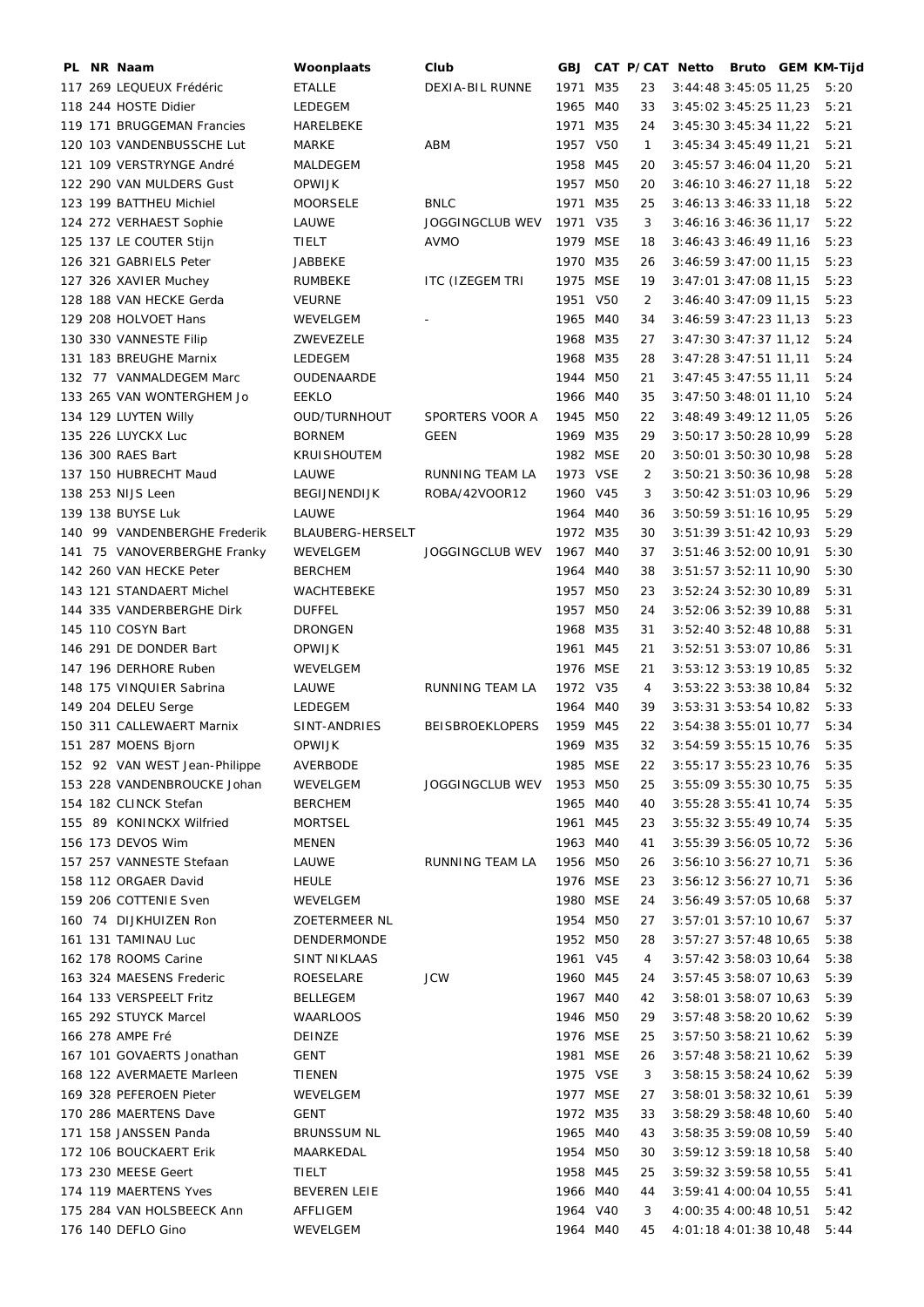| PL | NR | Naam | Woonplaats | Club | GBJ | CAT | P/CAT | Netto | Bruto | GEM | KM-Tijd |
|---|---|---|---|---|---|---|---|---|---|---|---|
| 117 | 269 | LEQUEUX Frédéric | ETALLE | DEXIA-BIL RUNNE | 1971 | M35 | 23 | 3:44:48 | 3:45:05 | 11,25 | 5:20 |
| 118 | 244 | HOSTE Didier | LEDEGEM | | 1965 | M40 | 33 | 3:45:02 | 3:45:25 | 11,23 | 5:21 |
| 119 | 171 | BRUGGEMAN Francies | HARELBEKE | | 1971 | M35 | 24 | 3:45:30 | 3:45:34 | 11,22 | 5:21 |
| 120 | 103 | VANDENBUSSCHE Lut | MARKE | ABM | 1957 | V50 | 1 | 3:45:34 | 3:45:49 | 11,21 | 5:21 |
| 121 | 109 | VERSTRYNGE André | MALDEGEM | | 1958 | M45 | 20 | 3:45:57 | 3:46:04 | 11,20 | 5:21 |
| 122 | 290 | VAN MULDERS Gust | OPWIJK | | 1957 | M50 | 20 | 3:46:10 | 3:46:27 | 11,18 | 5:22 |
| 123 | 199 | BATTHEU Michiel | MOORSELE | BNLC | 1971 | M35 | 25 | 3:46:13 | 3:46:33 | 11,18 | 5:22 |
| 124 | 272 | VERHAEST Sophie | LAUWE | JOGGINGCLUB WEV | 1971 | V35 | 3 | 3:46:16 | 3:46:36 | 11,17 | 5:22 |
| 125 | 137 | LE COUTER Stijn | TIELT | AVMO | 1979 | MSE | 18 | 3:46:43 | 3:46:49 | 11,16 | 5:23 |
| 126 | 321 | GABRIELS Peter | JABBEKE | | 1970 | M35 | 26 | 3:46:59 | 3:47:00 | 11,15 | 5:23 |
| 127 | 326 | XAVIER Muchey | RUMBEKE | ITC (IZEGEM TRI | 1975 | MSE | 19 | 3:47:01 | 3:47:08 | 11,15 | 5:23 |
| 128 | 188 | VAN HECKE Gerda | VEURNE | | 1951 | V50 | 2 | 3:46:40 | 3:47:09 | 11,15 | 5:23 |
| 129 | 208 | HOLVOET Hans | WEVELGEM | - | 1965 | M40 | 34 | 3:46:59 | 3:47:23 | 11,13 | 5:23 |
| 130 | 330 | VANNESTE Filip | ZWEVEZELE | | 1968 | M35 | 27 | 3:47:30 | 3:47:37 | 11,12 | 5:24 |
| 131 | 183 | BREUGHE Marnix | LEDEGEM | | 1968 | M35 | 28 | 3:47:28 | 3:47:51 | 11,11 | 5:24 |
| 132 | 77 | VANMALDEGEM Marc | OUDENAARDE | | 1944 | M50 | 21 | 3:47:45 | 3:47:55 | 11,11 | 5:24 |
| 133 | 265 | VAN WONTERGHEM Jo | EEKLO | | 1966 | M40 | 35 | 3:47:50 | 3:48:01 | 11,10 | 5:24 |
| 134 | 129 | LUYTEN Willy | OUD/TURNHOUT | SPORTERS VOOR A | 1945 | M50 | 22 | 3:48:49 | 3:49:12 | 11,05 | 5:26 |
| 135 | 226 | LUYCKX Luc | BORNEM | GEEN | 1969 | M35 | 29 | 3:50:17 | 3:50:28 | 10,99 | 5:28 |
| 136 | 300 | RAES Bart | KRUISHOUTEM | | 1982 | MSE | 20 | 3:50:01 | 3:50:30 | 10,98 | 5:28 |
| 137 | 150 | HUBRECHT Maud | LAUWE | RUNNING TEAM LA | 1973 | VSE | 2 | 3:50:21 | 3:50:36 | 10,98 | 5:28 |
| 138 | 253 | NIJS Leen | BEGIJNENDIJK | ROBA/42VOOR12 | 1960 | V45 | 3 | 3:50:42 | 3:51:03 | 10,96 | 5:29 |
| 139 | 138 | BUYSE Luk | LAUWE | | 1964 | M40 | 36 | 3:50:59 | 3:51:16 | 10,95 | 5:29 |
| 140 | 99 | VANDENBERGHE Frederik | BLAUBERG-HERSELT | | 1972 | M35 | 30 | 3:51:39 | 3:51:42 | 10,93 | 5:29 |
| 141 | 75 | VANOVERBERGHE Franky | WEVELGEM | JOGGINGCLUB WEV | 1967 | M40 | 37 | 3:51:46 | 3:52:00 | 10,91 | 5:30 |
| 142 | 260 | VAN HECKE Peter | BERCHEM | | 1964 | M40 | 38 | 3:51:57 | 3:52:11 | 10,90 | 5:30 |
| 143 | 121 | STANDAERT Michel | WACHTEBEKE | | 1957 | M50 | 23 | 3:52:24 | 3:52:30 | 10,89 | 5:31 |
| 144 | 335 | VANDERBERGHE Dirk | DUFFEL | | 1957 | M50 | 24 | 3:52:06 | 3:52:39 | 10,88 | 5:31 |
| 145 | 110 | COSYN Bart | DRONGEN | | 1968 | M35 | 31 | 3:52:40 | 3:52:48 | 10,88 | 5:31 |
| 146 | 291 | DE DONDER Bart | OPWIJK | | 1961 | M45 | 21 | 3:52:51 | 3:53:07 | 10,86 | 5:31 |
| 147 | 196 | DERHORE Ruben | WEVELGEM | | 1976 | MSE | 21 | 3:53:12 | 3:53:19 | 10,85 | 5:32 |
| 148 | 175 | VINQUIER Sabrina | LAUWE | RUNNING TEAM LA | 1972 | V35 | 4 | 3:53:22 | 3:53:38 | 10,84 | 5:32 |
| 149 | 204 | DELEU Serge | LEDEGEM | | 1964 | M40 | 39 | 3:53:31 | 3:53:54 | 10,82 | 5:33 |
| 150 | 311 | CALLEWAERT Marnix | SINT-ANDRIES | BEISBROEKLOPERS | 1959 | M45 | 22 | 3:54:38 | 3:55:01 | 10,77 | 5:34 |
| 151 | 287 | MOENS Bjorn | OPWIJK | | 1969 | M35 | 32 | 3:54:59 | 3:55:15 | 10,76 | 5:35 |
| 152 | 92 | VAN WEST Jean-Philippe | AVERBODE | | 1985 | MSE | 22 | 3:55:17 | 3:55:23 | 10,76 | 5:35 |
| 153 | 228 | VANDENBROUCKE Johan | WEVELGEM | JOGGINGCLUB WEV | 1953 | M50 | 25 | 3:55:09 | 3:55:30 | 10,75 | 5:35 |
| 154 | 182 | CLINCK Stefan | BERCHEM | | 1965 | M40 | 40 | 3:55:28 | 3:55:41 | 10,74 | 5:35 |
| 155 | 89 | KONINCKX Wilfried | MORTSEL | | 1961 | M45 | 23 | 3:55:32 | 3:55:49 | 10,74 | 5:35 |
| 156 | 173 | DEVOS Wim | MENEN | | 1963 | M40 | 41 | 3:55:39 | 3:56:05 | 10,72 | 5:36 |
| 157 | 257 | VANNESTE Stefaan | LAUWE | RUNNING TEAM LA | 1956 | M50 | 26 | 3:56:10 | 3:56:27 | 10,71 | 5:36 |
| 158 | 112 | ORGAER David | HEULE | | 1976 | MSE | 23 | 3:56:12 | 3:56:27 | 10,71 | 5:36 |
| 159 | 206 | COTTENIE Sven | WEVELGEM | | 1980 | MSE | 24 | 3:56:49 | 3:57:05 | 10,68 | 5:37 |
| 160 | 74 | DIJKHUIZEN Ron | ZOETERMEER NL | | 1954 | M50 | 27 | 3:57:01 | 3:57:10 | 10,67 | 5:37 |
| 161 | 131 | TAMINAU Luc | DENDERMONDE | | 1952 | M50 | 28 | 3:57:27 | 3:57:48 | 10,65 | 5:38 |
| 162 | 178 | ROOMS Carine | SINT NIKLAAS | | 1961 | V45 | 4 | 3:57:42 | 3:58:03 | 10,64 | 5:38 |
| 163 | 324 | MAESENS Frederic | ROESELARE | JCW | 1960 | M45 | 24 | 3:57:45 | 3:58:07 | 10,63 | 5:39 |
| 164 | 133 | VERSPEELT Fritz | BELLEGEM | | 1967 | M40 | 42 | 3:58:01 | 3:58:07 | 10,63 | 5:39 |
| 165 | 292 | STUYCK Marcel | WAARLOOS | | 1946 | M50 | 29 | 3:57:48 | 3:58:20 | 10,62 | 5:39 |
| 166 | 278 | AMPE Fré | DEINZE | | 1976 | MSE | 25 | 3:57:50 | 3:58:21 | 10,62 | 5:39 |
| 167 | 101 | GOVAERTS Jonathan | GENT | | 1981 | MSE | 26 | 3:57:48 | 3:58:21 | 10,62 | 5:39 |
| 168 | 122 | AVERMAETE Marleen | TIENEN | | 1975 | VSE | 3 | 3:58:15 | 3:58:24 | 10,62 | 5:39 |
| 169 | 328 | PEFEROEN Pieter | WEVELGEM | | 1977 | MSE | 27 | 3:58:01 | 3:58:32 | 10,61 | 5:39 |
| 170 | 286 | MAERTENS Dave | GENT | | 1972 | M35 | 33 | 3:58:29 | 3:58:48 | 10,60 | 5:40 |
| 171 | 158 | JANSSEN Panda | BRUNSSUM NL | | 1965 | M40 | 43 | 3:58:35 | 3:59:08 | 10,59 | 5:40 |
| 172 | 106 | BOUCKAERT Erik | MAARKEDAL | | 1954 | M50 | 30 | 3:59:12 | 3:59:18 | 10,58 | 5:40 |
| 173 | 230 | MEESE Geert | TIELT | | 1958 | M45 | 25 | 3:59:32 | 3:59:58 | 10,55 | 5:41 |
| 174 | 119 | MAERTENS Yves | BEVEREN LEIE | | 1966 | M40 | 44 | 3:59:41 | 4:00:04 | 10,55 | 5:41 |
| 175 | 284 | VAN HOLSBEECK Ann | AFFLIGEM | | 1964 | V40 | 3 | 4:00:35 | 4:00:48 | 10,51 | 5:42 |
| 176 | 140 | DEFLO Gino | WEVELGEM | | 1964 | M40 | 45 | 4:01:18 | 4:01:38 | 10,48 | 5:44 |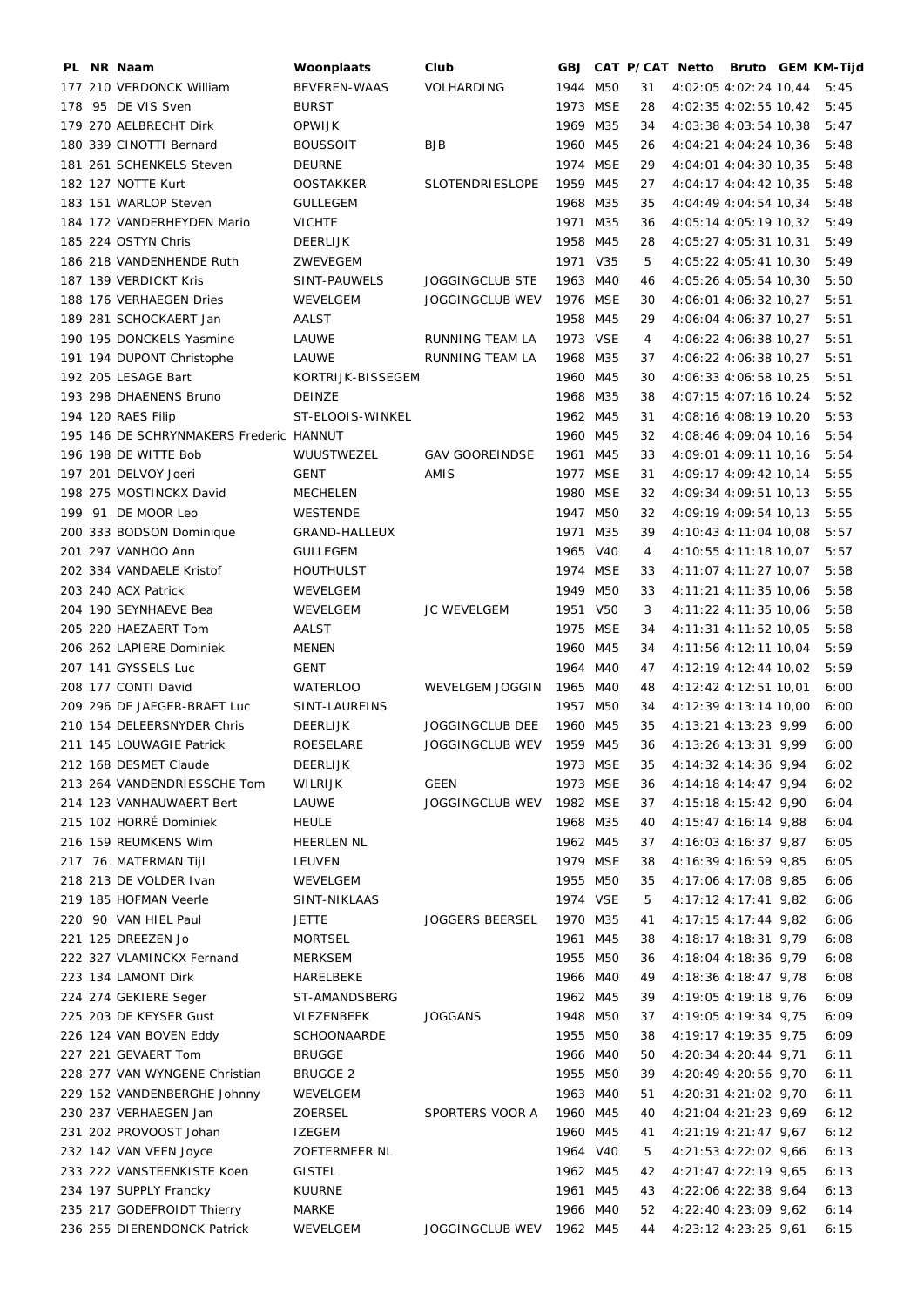| PL | NR | Naam | Woonplaats | Club | GBJ | CAT | P/CAT | Netto | Bruto | GEM | KM-Tijd |
|---|---|---|---|---|---|---|---|---|---|---|---|
| 177 | 210 | VERDONCK William | BEVEREN-WAAS | VOLHARDING | 1944 | M50 | 31 | 4:02:05 | 4:02:24 | 10,44 | 5:45 |
| 178 | 95 | DE VIS Sven | BURST | | 1973 | MSE | 28 | 4:02:35 | 4:02:55 | 10,42 | 5:45 |
| 179 | 270 | AELBRECHT Dirk | OPWIJK | | 1969 | M35 | 34 | 4:03:38 | 4:03:54 | 10,38 | 5:47 |
| 180 | 339 | CINOTTI Bernard | BOUSSOIT | BJB | 1960 | M45 | 26 | 4:04:21 | 4:04:24 | 10,36 | 5:48 |
| 181 | 261 | SCHENKELS Steven | DEURNE | | 1974 | MSE | 29 | 4:04:01 | 4:04:30 | 10,35 | 5:48 |
| 182 | 127 | NOTTE Kurt | OOSTAKKER | SLOTENDRIESLOPE | 1959 | M45 | 27 | 4:04:17 | 4:04:42 | 10,35 | 5:48 |
| 183 | 151 | WARLOP Steven | GULLEGEM | | 1968 | M35 | 35 | 4:04:49 | 4:04:54 | 10,34 | 5:48 |
| 184 | 172 | VANDERHEYDEN Mario | VICHTE | | 1971 | M35 | 36 | 4:05:14 | 4:05:19 | 10,32 | 5:49 |
| 185 | 224 | OSTYN Chris | DEERLIJK | | 1958 | M45 | 28 | 4:05:27 | 4:05:31 | 10,31 | 5:49 |
| 186 | 218 | VANDENHENDE Ruth | ZWEVEGEM | | 1971 | V35 | 5 | 4:05:22 | 4:05:41 | 10,30 | 5:49 |
| 187 | 139 | VERDICKT Kris | SINT-PAUWELS | JOGGINGCLUB STE | 1963 | M40 | 46 | 4:05:26 | 4:05:54 | 10,30 | 5:50 |
| 188 | 176 | VERHAEGEN Dries | WEVELGEM | JOGGINGCLUB WEV | 1976 | MSE | 30 | 4:06:01 | 4:06:32 | 10,27 | 5:51 |
| 189 | 281 | SCHOCKAERT Jan | AALST | | 1958 | M45 | 29 | 4:06:04 | 4:06:37 | 10,27 | 5:51 |
| 190 | 195 | DONCKELS Yasmine | LAUWE | RUNNING TEAM LA | 1973 | VSE | 4 | 4:06:22 | 4:06:38 | 10,27 | 5:51 |
| 191 | 194 | DUPONT Christophe | LAUWE | RUNNING TEAM LA | 1968 | M35 | 37 | 4:06:22 | 4:06:38 | 10,27 | 5:51 |
| 192 | 205 | LESAGE Bart | KORTRIJK-BISSEGEM | | 1960 | M45 | 30 | 4:06:33 | 4:06:58 | 10,25 | 5:51 |
| 193 | 298 | DHAENENS Bruno | DEINZE | | 1968 | M35 | 38 | 4:07:15 | 4:07:16 | 10,24 | 5:52 |
| 194 | 120 | RAES Filip | ST-ELOOIS-WINKEL | | 1962 | M45 | 31 | 4:08:16 | 4:08:19 | 10,20 | 5:53 |
| 195 | 146 | DE SCHRYNMAKERS Frederic | HANNUT | | 1960 | M45 | 32 | 4:08:46 | 4:09:04 | 10,16 | 5:54 |
| 196 | 198 | DE WITTE Bob | WUUSTWEZEL | GAV GOOREINDSE | 1961 | M45 | 33 | 4:09:01 | 4:09:11 | 10,16 | 5:54 |
| 197 | 201 | DELVOY Joeri | GENT | AMIS | 1977 | MSE | 31 | 4:09:17 | 4:09:42 | 10,14 | 5:55 |
| 198 | 275 | MOSTINCKX David | MECHELEN | | 1980 | MSE | 32 | 4:09:34 | 4:09:51 | 10,13 | 5:55 |
| 199 | 91 | DE MOOR Leo | WESTENDE | | 1947 | M50 | 32 | 4:09:19 | 4:09:54 | 10,13 | 5:55 |
| 200 | 333 | BODSON Dominique | GRAND-HALLEUX | | 1971 | M35 | 39 | 4:10:43 | 4:11:04 | 10,08 | 5:57 |
| 201 | 297 | VANHOO Ann | GULLEGEM | | 1965 | V40 | 4 | 4:10:55 | 4:11:18 | 10,07 | 5:57 |
| 202 | 334 | VANDAELE Kristof | HOUTHULST | | 1974 | MSE | 33 | 4:11:07 | 4:11:27 | 10,07 | 5:58 |
| 203 | 240 | ACX Patrick | WEVELGEM | | 1949 | M50 | 33 | 4:11:21 | 4:11:35 | 10,06 | 5:58 |
| 204 | 190 | SEYNHAEVE Bea | WEVELGEM | JC WEVELGEM | 1951 | V50 | 3 | 4:11:22 | 4:11:35 | 10,06 | 5:58 |
| 205 | 220 | HAEZAERT Tom | AALST | | 1975 | MSE | 34 | 4:11:31 | 4:11:52 | 10,05 | 5:58 |
| 206 | 262 | LAPIERE Dominiek | MENEN | | 1960 | M45 | 34 | 4:11:56 | 4:12:11 | 10,04 | 5:59 |
| 207 | 141 | GYSSELS Luc | GENT | | 1964 | M40 | 47 | 4:12:19 | 4:12:44 | 10,02 | 5:59 |
| 208 | 177 | CONTI David | WATERLOO | WEVELGEM JOGGIN | 1965 | M40 | 48 | 4:12:42 | 4:12:51 | 10,01 | 6:00 |
| 209 | 296 | DE JAEGER-BRAET Luc | SINT-LAUREINS | | 1957 | M50 | 34 | 4:12:39 | 4:13:14 | 10,00 | 6:00 |
| 210 | 154 | DELEERSNYDER Chris | DEERLIJK | JOGGINGCLUB DEE | 1960 | M45 | 35 | 4:13:21 | 4:13:23 | 9,99 | 6:00 |
| 211 | 145 | LOUWAGIE Patrick | ROESELARE | JOGGINGCLUB WEV | 1959 | M45 | 36 | 4:13:26 | 4:13:31 | 9,99 | 6:00 |
| 212 | 168 | DESMET Claude | DEERLIJK | | 1973 | MSE | 35 | 4:14:32 | 4:14:36 | 9,94 | 6:02 |
| 213 | 264 | VANDENDRIESSCHE Tom | WILRIJK | GEEN | 1973 | MSE | 36 | 4:14:18 | 4:14:47 | 9,94 | 6:02 |
| 214 | 123 | VANHAUWAERT Bert | LAUWE | JOGGINGCLUB WEV | 1982 | MSE | 37 | 4:15:18 | 4:15:42 | 9,90 | 6:04 |
| 215 | 102 | HORRÉ Dominiek | HEULE | | 1968 | M35 | 40 | 4:15:47 | 4:16:14 | 9,88 | 6:04 |
| 216 | 159 | REUMKENS Wim | HEERLEN NL | | 1962 | M45 | 37 | 4:16:03 | 4:16:37 | 9,87 | 6:05 |
| 217 | 76 | MATERMAN Tijl | LEUVEN | | 1979 | MSE | 38 | 4:16:39 | 4:16:59 | 9,85 | 6:05 |
| 218 | 213 | DE VOLDER Ivan | WEVELGEM | | 1955 | M50 | 35 | 4:17:06 | 4:17:08 | 9,85 | 6:06 |
| 219 | 185 | HOFMAN Veerle | SINT-NIKLAAS | | 1974 | VSE | 5 | 4:17:12 | 4:17:41 | 9,82 | 6:06 |
| 220 | 90 | VAN HIEL Paul | JETTE | JOGGERS BEERSEL | 1970 | M35 | 41 | 4:17:15 | 4:17:44 | 9,82 | 6:06 |
| 221 | 125 | DREEZEN Jo | MORTSEL | | 1961 | M45 | 38 | 4:18:17 | 4:18:31 | 9,79 | 6:08 |
| 222 | 327 | VLAMINCKX Fernand | MERKSEM | | 1955 | M50 | 36 | 4:18:04 | 4:18:36 | 9,79 | 6:08 |
| 223 | 134 | LAMONT Dirk | HARELBEKE | | 1966 | M40 | 49 | 4:18:36 | 4:18:47 | 9,78 | 6:08 |
| 224 | 274 | GEKIERE Seger | ST-AMANDSBERG | | 1962 | M45 | 39 | 4:19:05 | 4:19:18 | 9,76 | 6:09 |
| 225 | 203 | DE KEYSER Gust | VLEZENBEEK | JOGGANS | 1948 | M50 | 37 | 4:19:05 | 4:19:34 | 9,75 | 6:09 |
| 226 | 124 | VAN BOVEN Eddy | SCHOONAARDE | | 1955 | M50 | 38 | 4:19:17 | 4:19:35 | 9,75 | 6:09 |
| 227 | 221 | GEVAERT Tom | BRUGGE | | 1966 | M40 | 50 | 4:20:34 | 4:20:47 | 9,71 | 6:11 |
| 228 | 277 | VAN WYNGENE Christian | BRUGGE 2 | | 1955 | M50 | 39 | 4:20:49 | 4:20:56 | 9,70 | 6:11 |
| 229 | 152 | VANDENBERGHE Johnny | WEVELGEM | | 1963 | M40 | 51 | 4:20:31 | 4:21:02 | 9,70 | 6:11 |
| 230 | 237 | VERHAEGEN Jan | ZOERSEL | SPORTERS VOOR A | 1960 | M45 | 40 | 4:21:04 | 4:21:23 | 9,69 | 6:12 |
| 231 | 202 | PROVOOST Johan | IZEGEM | | 1960 | M45 | 41 | 4:21:19 | 4:21:47 | 9,67 | 6:12 |
| 232 | 142 | VAN VEEN Joyce | ZOETERMEER NL | | 1964 | V40 | 5 | 4:21:53 | 4:22:02 | 9,66 | 6:13 |
| 233 | 222 | VANSTEENKISTE Koen | GISTEL | | 1962 | M45 | 42 | 4:21:47 | 4:22:19 | 9,65 | 6:13 |
| 234 | 197 | SUPPLY Francky | KUURNE | | 1961 | M45 | 43 | 4:22:06 | 4:22:38 | 9,64 | 6:13 |
| 235 | 217 | GODEFROIDT Thierry | MARKE | | 1966 | M40 | 52 | 4:22:40 | 4:23:09 | 9,62 | 6:14 |
| 236 | 255 | DIERENDONCK Patrick | WEVELGEM | JOGGINGCLUB WEV | 1962 | M45 | 44 | 4:23:12 | 4:23:25 | 9,61 | 6:15 |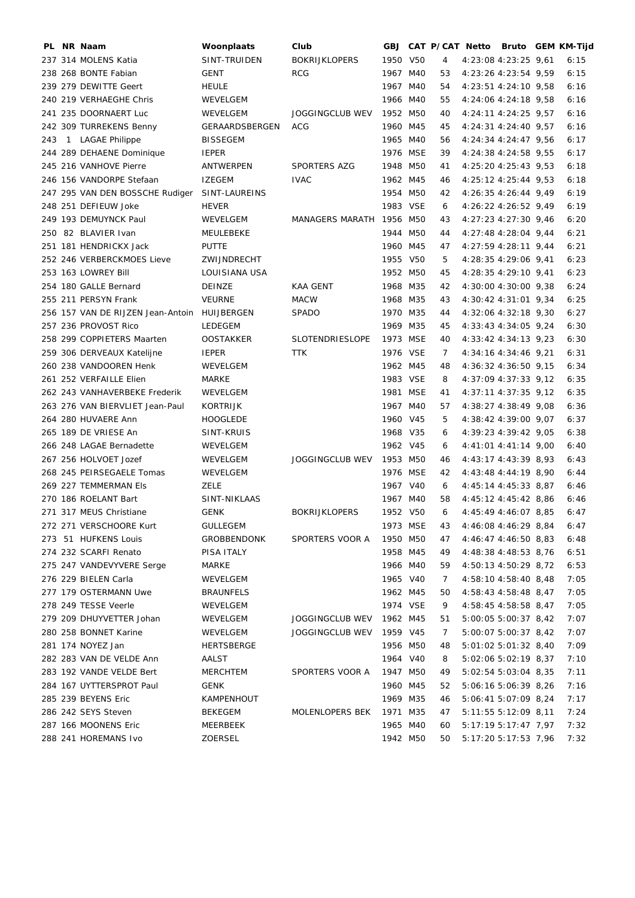| PL | NR | Naam | Woonplaats | Club | GBJ | CAT | P/CAT | Netto | Bruto | GEM | KM-Tijd |
|---|---|---|---|---|---|---|---|---|---|---|---|
| 237 | 314 | MOLENS Katia | SINT-TRUIDEN | BOKRIJKLOPERS | 1950 | V50 | 4 | 4:23:08 | 4:23:25 | 9,61 | 6:15 |
| 238 | 268 | BONTE Fabian | GENT | RCG | 1967 | M40 | 53 | 4:23:26 | 4:23:54 | 9,59 | 6:15 |
| 239 | 279 | DEWITTE Geert | HEULE | | 1967 | M40 | 54 | 4:23:51 | 4:24:10 | 9,58 | 6:16 |
| 240 | 219 | VERHAEGHE Chris | WEVELGEM | | 1966 | M40 | 55 | 4:24:06 | 4:24:18 | 9,58 | 6:16 |
| 241 | 235 | DOORNAERT Luc | WEVELGEM | JOGGINGCLUB WEV | 1952 | M50 | 40 | 4:24:11 | 4:24:25 | 9,57 | 6:16 |
| 242 | 309 | TURREKENS Benny | GERAARDSBERGEN | ACG | 1960 | M45 | 45 | 4:24:31 | 4:24:40 | 9,57 | 6:16 |
| 243 | 1 | LAGAE Philippe | BISSEGEM | | 1965 | M40 | 56 | 4:24:34 | 4:24:47 | 9,56 | 6:17 |
| 244 | 289 | DEHAENE Dominique | IEPER | | 1976 | MSE | 39 | 4:24:38 | 4:24:58 | 9,55 | 6:17 |
| 245 | 216 | VANHOVE Pierre | ANTWERPEN | SPORTERS AZG | 1948 | M50 | 41 | 4:25:20 | 4:25:43 | 9,53 | 6:18 |
| 246 | 156 | VANDORPE Stefaan | IZEGEM | IVAC | 1962 | M45 | 46 | 4:25:12 | 4:25:44 | 9,53 | 6:18 |
| 247 | 295 | VAN DEN BOSSCHE Rudiger | SINT-LAUREINS | | 1954 | M50 | 42 | 4:26:35 | 4:26:44 | 9,49 | 6:19 |
| 248 | 251 | DEFIEUW Joke | HEVER | | 1983 | VSE | 6 | 4:26:22 | 4:26:52 | 9,49 | 6:19 |
| 249 | 193 | DEMUYNCK Paul | WEVELGEM | MANAGERS MARATH | 1956 | M50 | 43 | 4:27:23 | 4:27:30 | 9,46 | 6:20 |
| 250 | 82 | BLAVIER Ivan | MEULEBEKE | | 1944 | M50 | 44 | 4:27:48 | 4:28:04 | 9,44 | 6:21 |
| 251 | 181 | HENDRICKX Jack | PUTTE | | 1960 | M45 | 47 | 4:27:59 | 4:28:11 | 9,44 | 6:21 |
| 252 | 246 | VERBERCKMOES Lieve | ZWIJNDRECHT | | 1955 | V50 | 5 | 4:28:35 | 4:29:06 | 9,41 | 6:23 |
| 253 | 163 | LOWREY Bill | LOUISIANA USA | | 1952 | M50 | 45 | 4:28:35 | 4:29:10 | 9,41 | 6:23 |
| 254 | 180 | GALLE Bernard | DEINZE | KAA GENT | 1968 | M35 | 42 | 4:30:00 | 4:30:00 | 9,38 | 6:24 |
| 255 | 211 | PERSYN Frank | VEURNE | MACW | 1968 | M35 | 43 | 4:30:42 | 4:31:01 | 9,34 | 6:25 |
| 256 | 157 | VAN DE RIJZEN Jean-Antoin | HUIJBERGEN | SPADO | 1970 | M35 | 44 | 4:32:06 | 4:32:18 | 9,30 | 6:27 |
| 257 | 236 | PROVOST Rico | LEDEGEM | | 1969 | M35 | 45 | 4:33:43 | 4:34:05 | 9,24 | 6:30 |
| 258 | 299 | COPPIETERS Maarten | OOSTAKKER | SLOTENDRIESLOPE | 1973 | MSE | 40 | 4:33:42 | 4:34:13 | 9,23 | 6:30 |
| 259 | 306 | DERVEAUX Katelijne | IEPER | TTK | 1976 | VSE | 7 | 4:34:16 | 4:34:46 | 9,21 | 6:31 |
| 260 | 238 | VANDOOREN Henk | WEVELGEM | | 1962 | M45 | 48 | 4:36:32 | 4:36:50 | 9,15 | 6:34 |
| 261 | 252 | VERFAILLE Elien | MARKE | | 1983 | VSE | 8 | 4:37:09 | 4:37:33 | 9,12 | 6:35 |
| 262 | 243 | VANHAVERBEKE Frederik | WEVELGEM | | 1981 | MSE | 41 | 4:37:11 | 4:37:35 | 9,12 | 6:35 |
| 263 | 276 | VAN BIERVLIET Jean-Paul | KORTRIJK | | 1967 | M40 | 57 | 4:38:27 | 4:38:49 | 9,08 | 6:36 |
| 264 | 280 | HUVAERE Ann | HOOGLEDE | | 1960 | V45 | 5 | 4:38:42 | 4:39:00 | 9,07 | 6:37 |
| 265 | 189 | DE VRIESE An | SINT-KRUIS | | 1968 | V35 | 6 | 4:39:23 | 4:39:42 | 9,05 | 6:38 |
| 266 | 248 | LAGAE Bernadette | WEVELGEM | | 1962 | V45 | 6 | 4:41:01 | 4:41:14 | 9,00 | 6:40 |
| 267 | 256 | HOLVOET Jozef | WEVELGEM | JOGGINGCLUB WEV | 1953 | M50 | 46 | 4:43:17 | 4:43:39 | 8,93 | 6:43 |
| 268 | 245 | PEIRSEGAELE Tomas | WEVELGEM | | 1976 | MSE | 42 | 4:43:48 | 4:44:19 | 8,90 | 6:44 |
| 269 | 227 | TEMMERMAN Els | ZELE | | 1967 | V40 | 6 | 4:45:14 | 4:45:33 | 8,87 | 6:46 |
| 270 | 186 | ROELANT Bart | SINT-NIKLAAS | | 1967 | M40 | 58 | 4:45:12 | 4:45:42 | 8,86 | 6:46 |
| 271 | 317 | MEUS Christiane | GENK | BOKRIJKLOPERS | 1952 | V50 | 6 | 4:45:49 | 4:46:07 | 8,85 | 6:47 |
| 272 | 271 | VERSCHOORE Kurt | GULLEGEM | | 1973 | MSE | 43 | 4:46:08 | 4:46:29 | 8,84 | 6:47 |
| 273 | 51 | HUFKENS Louis | GROBBENDONK | SPORTERS VOOR A | 1950 | M50 | 47 | 4:46:47 | 4:46:50 | 8,83 | 6:48 |
| 274 | 232 | SCARFI Renato | PISA ITALY | | 1958 | M45 | 49 | 4:48:38 | 4:48:53 | 8,76 | 6:51 |
| 275 | 247 | VANDEVYVERE Serge | MARKE | | 1966 | M40 | 59 | 4:50:13 | 4:50:29 | 8,72 | 6:53 |
| 276 | 229 | BIELEN Carla | WEVELGEM | | 1965 | V40 | 7 | 4:58:10 | 4:58:40 | 8,48 | 7:05 |
| 277 | 179 | OSTERMANN Uwe | BRAUNFELS | | 1962 | M45 | 50 | 4:58:43 | 4:58:48 | 8,47 | 7:05 |
| 278 | 249 | TESSE Veerle | WEVELGEM | | 1974 | VSE | 9 | 4:58:45 | 4:58:58 | 8,47 | 7:05 |
| 279 | 209 | DHUYVETTER Johan | WEVELGEM | JOGGINGCLUB WEV | 1962 | M45 | 51 | 5:00:05 | 5:00:37 | 8,42 | 7:07 |
| 280 | 258 | BONNET Karine | WEVELGEM | JOGGINGCLUB WEV | 1959 | V45 | 7 | 5:00:07 | 5:00:37 | 8,42 | 7:07 |
| 281 | 174 | NOYEZ Jan | HERTSBERGE | | 1956 | M50 | 48 | 5:01:02 | 5:01:32 | 8,40 | 7:09 |
| 282 | 283 | VAN DE VELDE Ann | AALST | | 1964 | V40 | 8 | 5:02:06 | 5:02:19 | 8,37 | 7:10 |
| 283 | 192 | VANDE VELDE Bert | MERCHTEM | SPORTERS VOOR A | 1947 | M50 | 49 | 5:02:54 | 5:03:04 | 8,35 | 7:11 |
| 284 | 167 | UYTTERSPROT Paul | GENK | | 1960 | M45 | 52 | 5:06:16 | 5:06:39 | 8,26 | 7:16 |
| 285 | 239 | BEYENS Eric | KAMPENHOUT | | 1969 | M35 | 46 | 5:06:41 | 5:07:09 | 8,24 | 7:17 |
| 286 | 242 | SEYS Steven | BEKEGEM | MOLENLOPERS BEK | 1971 | M35 | 47 | 5:11:55 | 5:12:09 | 8,11 | 7:24 |
| 287 | 166 | MOONENS Eric | MEERBEEK | | 1965 | M40 | 60 | 5:17:19 | 5:17:47 | 7,97 | 7:32 |
| 288 | 241 | HOREMANS Ivo | ZOERSEL | | 1942 | M50 | 50 | 5:17:20 | 5:17:53 | 7,96 | 7:32 |